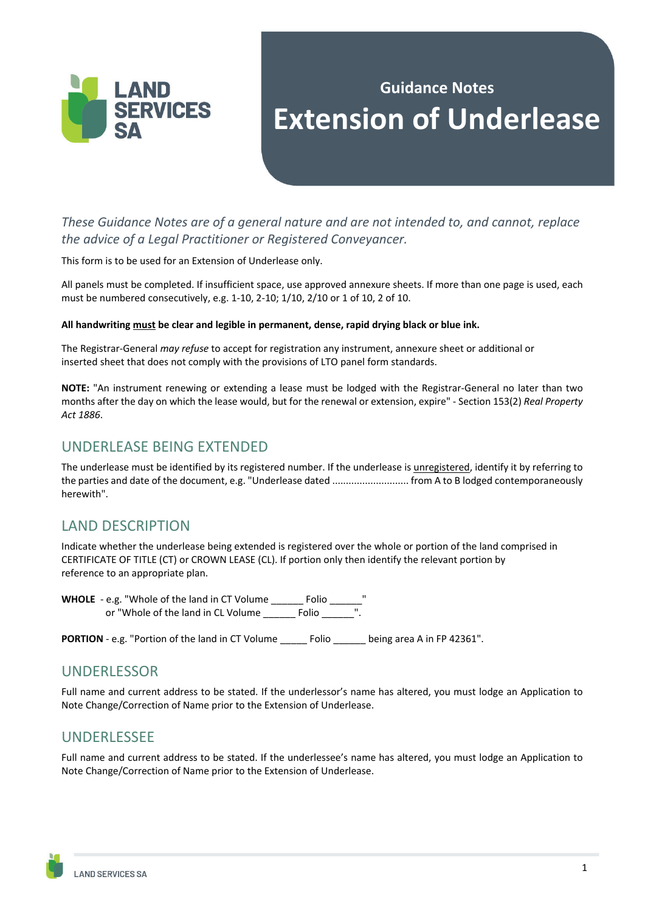Guidance Notes

# Extension of Underlease

*These Guidance Notes are of a general nature and are not intended to, and cannot, replace the advice of a Legal Practitioner or Registered Conveyancer.*

This form is to be used for an Extension of Underlease only.

All panels must be completed. If insufficient space, use approved annexure sheets. If more than one page is used, each must be numbered consecutively, e.g. 1-10, 2-10; 1/10, 2/10 or 1 of 10, 2 of 10.

**All handwriting must be clear and legible in permanent, dense, rapid drying black or blue ink.**

The Registrar-General *may refuse* to accept for registration any instrument, annexure sheet or additional or inserted sheet that does not comply with the provisions of LTO panel form standards.

**NOTE:** "An instrument renewing or extending a lease must be lodged with the Registrar-General no later than two months after the day on which the lease would, but for the renewal or extension, expire" - Section 153(2) *Real Property Act 1886*.

## UNDERLEASE BEING EXTENDED

The underlease must be identified by its registered number. If the underlease is unregistered, identify it by referring to the parties and date of the document, e.g. "Underlease dated ........................... from A to B lodged contemporaneously herewith".

## LAND DESCRIPTION

Indicate whether the underlease being extended is registered over the whole or portion of the land comprised in CERTIFICATE OF TITLE (CT) or CROWN LEASE (CL). If portion only then identify the relevant portion by reference to an appropriate plan.

**WHOLE** - e.g. "Whole of the land in CT Volume ______ Folio ______"
or "Whole of the land in CL Volume ______ Folio ______".

**PORTION** - e.g. "Portion of the land in CT Volume _____ Folio ______ being area A in FP 42361".

## UNDERLESSOR

Full name and current address to be stated. If the underlessor's name has altered, you must lodge an Application to Note Change/Correction of Name prior to the Extension of Underlease.

## UNDERLESSEE

Full name and current address to be stated. If the underlessee's name has altered, you must lodge an Application to Note Change/Correction of Name prior to the Extension of Underlease.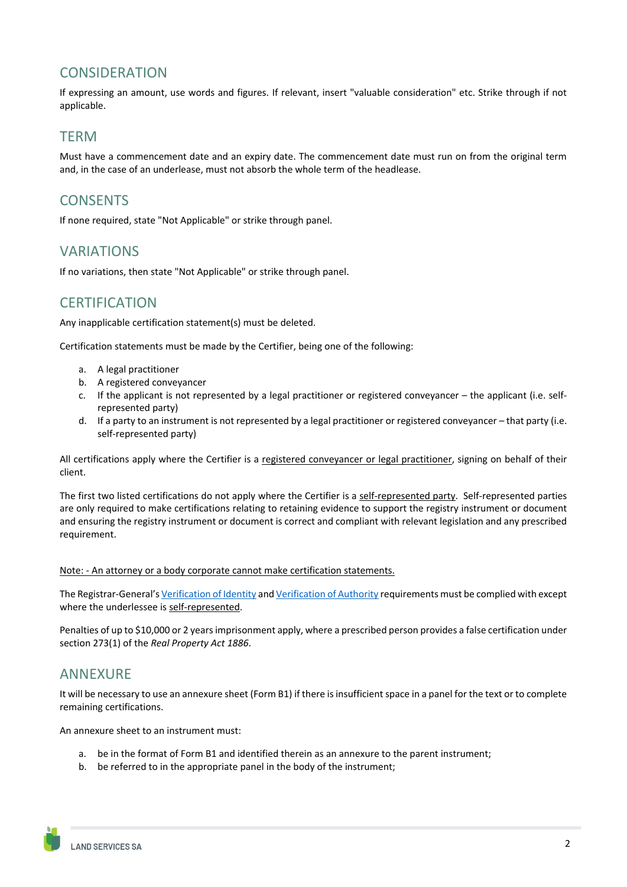## CONSIDERATION

If expressing an amount, use words and figures. If relevant, insert "valuable consideration" etc. Strike through if not applicable.

## TERM

Must have a commencement date and an expiry date. The commencement date must run on from the original term and, in the case of an underlease, must not absorb the whole term of the headlease.

## CONSENTS

If none required, state "Not Applicable" or strike through panel.

## VARIATIONS

If no variations, then state "Not Applicable" or strike through panel.

## CERTIFICATION

Any inapplicable certification statement(s) must be deleted.

Certification statements must be made by the Certifier, being one of the following:

a. A legal practitioner
b. A registered conveyancer
c. If the applicant is not represented by a legal practitioner or registered conveyancer – the applicant (i.e. self-represented party)
d. If a party to an instrument is not represented by a legal practitioner or registered conveyancer – that party (i.e. self-represented party)

All certifications apply where the Certifier is a <u>registered conveyancer or legal practitioner</u>, signing on behalf of their client.

The first two listed certifications do not apply where the Certifier is a <u>self-represented party</u>. Self-represented parties are only required to make certifications relating to retaining evidence to support the registry instrument or document and ensuring the registry instrument or document is correct and compliant with relevant legislation and any prescribed requirement.

<u>Note: - An attorney or a body corporate cannot make certification statements.</u>

The Registrar-General's Verification of Identity and Verification of Authority requirements must be complied with except where the underlessee is <u>self-represented</u>.

Penalties of up to $10,000 or 2 years imprisonment apply, where a prescribed person provides a false certification under section 273(1) of the *Real Property Act 1886*.

## ANNEXURE

It will be necessary to use an annexure sheet (Form B1) if there is insufficient space in a panel for the text or to complete remaining certifications.

An annexure sheet to an instrument must:

a. be in the format of Form B1 and identified therein as an annexure to the parent instrument;
b. be referred to in the appropriate panel in the body of the instrument;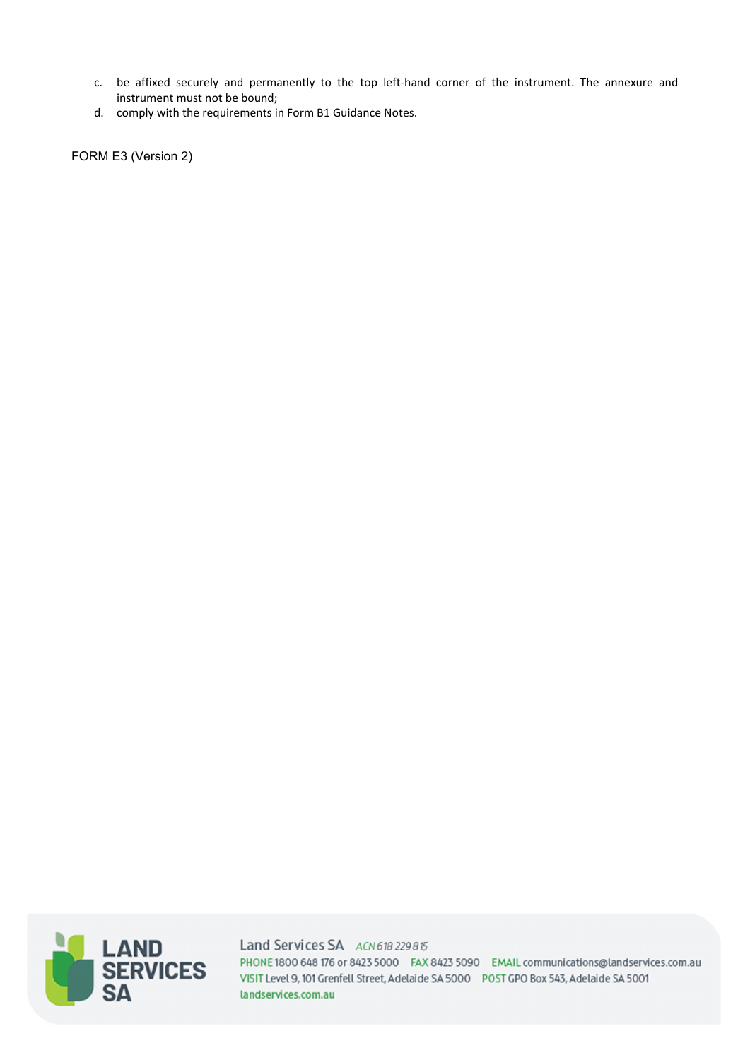c. be affixed securely and permanently to the top left-hand corner of the instrument. The annexure and instrument must not be bound;
d. comply with the requirements in Form B1 Guidance Notes.

FORM E3 (Version 2)